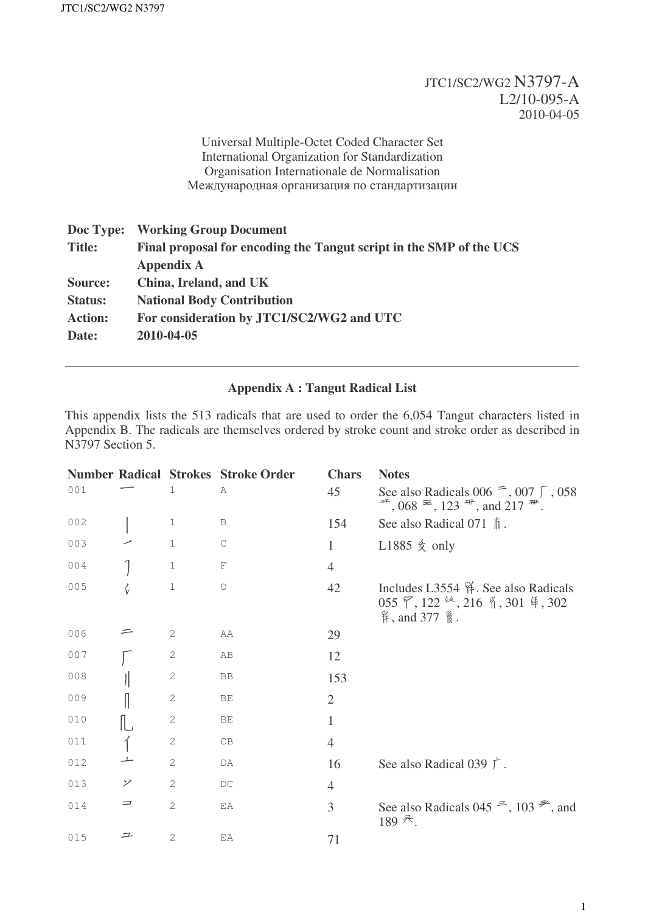JTC1/SC2/WG2 N3797-A
L2/10-095-A
2010-04-05

Universal Multiple-Octet Coded Character Set
International Organization for Standardization
Organisation Internationale de Normalisation
Международная организация по стандартизации

**Doc Type:** **Working Group Document**
**Title:** **Final proposal for encoding the Tangut script in the SMP of the UCS Appendix A**
**Source:** **China, Ireland, and UK**
**Status:** **National Body Contribution**
**Action:** **For consideration by JTC1/SC2/WG2 and UTC**
**Date:** **2010-04-05**

---

## Appendix A : Tangut Radical List

This appendix lists the 513 radicals that are used to order the 6,054 Tangut characters listed in Appendix B. The radicals are themselves ordered by stroke count and stroke order as described in N3797 Section 5.

| Number | Radical | Strokes | Stroke Order | Chars | Notes |
|---|---|---|---|---|---|
| 001 | 一 | 1 | A | 45 | See also Radicals 006 ⼆, 007 ⼚, 058, 068, 123, and 217. |
| 002 | 丨 | 1 | B | 154 | See also Radical 071. |
| 003 | ㇀ | 1 | C | 1 | L1885 only |
| 004 | ㇆ | 1 | F | 4 | |
| 005 | | 1 | O | 42 | Includes L3554. See also Radicals 055, 122, 216, 301, 302, and 377. |
| 006 | ⼆ | 2 | AA | 29 | |
| 007 | ⼚ | 2 | AB | 12 | |
| 008 | 〢 | 2 | BB | 153 | |
| 009 | | 2 | BE | 2 | |
| 010 | | 2 | BE | 1 | |
| 011 | | 2 | CB | 4 | |
| 012 | | 2 | DA | 16 | See also Radical 039 ⼴. |
| 013 | | 2 | DC | 4 | |
| 014 | | 2 | EA | 3 | See also Radicals 045, 103, and 189. |
| 015 | | 2 | EA | 71 | |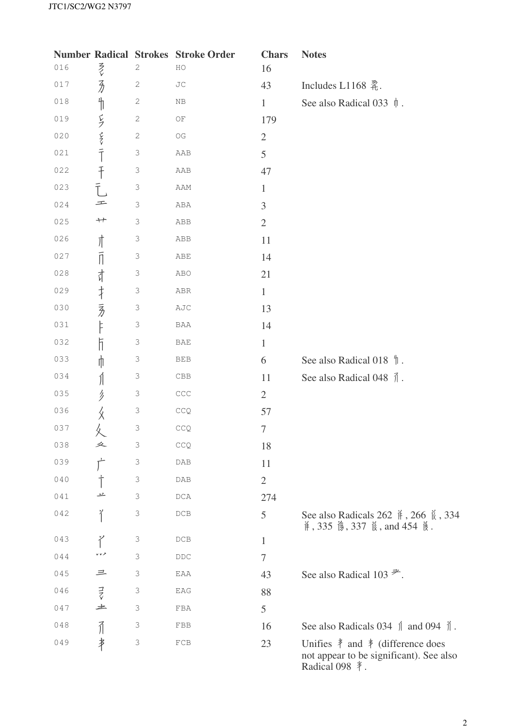| Number | Radical | Strokes | Stroke Order | Chars | Notes |
|---|---|---|---|---|---|
| 016 | 𘠏 | 2 | HO | 16 | |
| 017 | 𘠐 | 2 | JC | 43 | Includes L1168. |
| 018 | 𘠑 | 2 | NB | 1 | See also Radical 033 𘠠. |
| 019 | 𘠒 | 2 | OF | 179 | |
| 020 | 𘠓 | 2 | OG | 2 | |
| 021 | 𘠔 | 3 | AAB | 5 | |
| 022 | 𘠕 | 3 | AAB | 47 | |
| 023 | 𘠖 | 3 | AAM | 1 | |
| 024 | 𘠗 | 3 | ABA | 3 | |
| 025 | 𘠘 | 3 | ABB | 2 | |
| 026 | 𘠙 | 3 | ABB | 11 | |
| 027 | 𘠚 | 3 | ABE | 14 | |
| 028 | 𘠛 | 3 | ABO | 21 | |
| 029 | 𘠜 | 3 | ABR | 1 | |
| 030 | 𘠝 | 3 | AJC | 13 | |
| 031 | 𘠞 | 3 | BAA | 14 | |
| 032 | 𘠟 | 3 | BAE | 1 | |
| 033 | 𘠠 | 3 | BEB | 6 | See also Radical 018 𘠑. |
| 034 | 𘠡 | 3 | CBB | 11 | See also Radical 048 𘠯. |
| 035 | 𘠢 | 3 | CCC | 2 | |
| 036 | 𘠣 | 3 | CCQ | 57 | |
| 037 | 𘠤 | 3 | CCQ | 7 | |
| 038 | 𘠥 | 3 | CCQ | 18 | |
| 039 | 𘠦 | 3 | DAB | 11 | |
| 040 | 𘠧 | 3 | DAB | 2 | |
| 041 | 𘠨 | 3 | DCA | 274 | |
| 042 | 𘠩 | 3 | DCB | 5 | See also Radicals 262 𘤅, 266 𘤉, 334 𘥍, 335 𘥎, 337 𘥐, and 454 𘧅. |
| 043 | 𘠪 | 3 | DCB | 1 | |
| 044 | 𘠫 | 3 | DDC | 7 | |
| 045 | 𘠬 | 3 | EAA | 43 | See also Radical 103 𘡦. |
| 046 | 𘠭 | 3 | EAG | 88 | |
| 047 | 𘠮 | 3 | FBA | 5 | |
| 048 | 𘠯 | 3 | FBB | 16 | See also Radicals 034 𘠡 and 094 𘡝. |
| 049 | 𘠰 | 3 | FCB | 23 | Unifies 𘠰 and 𘠰 (difference does not appear to be significant). See also Radical 098 𘡡. |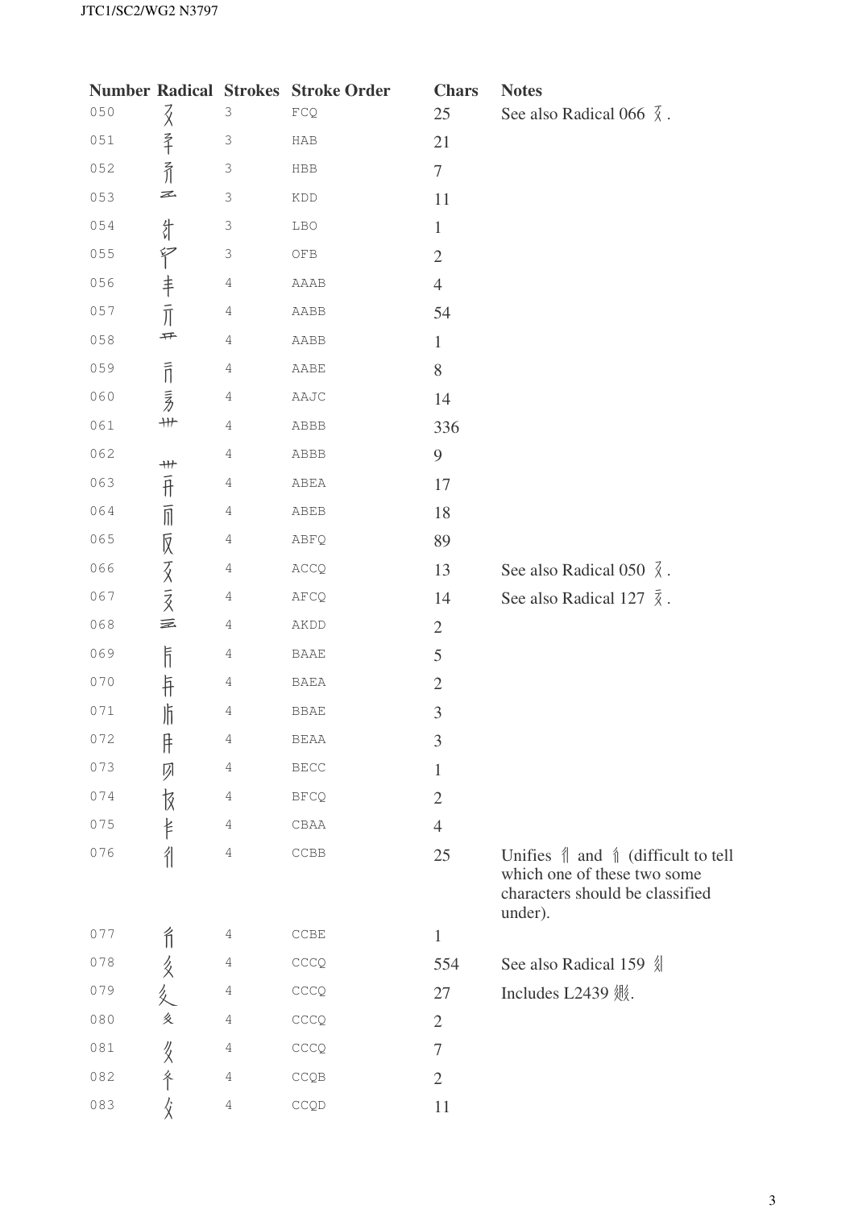| Number | Radical | Strokes | Stroke Order | Chars | Notes |
|---|---|---|---|---|---|
| 050 | 𤴔 | 3 | FCQ | 25 | See also Radical 066 . |
| 051 | | 3 | HAB | 21 | |
| 052 | | 3 | HBB | 7 | |
| 053 | | 3 | KDD | 11 | |
| 054 | | 3 | LBO | 1 | |
| 055 | | 3 | OFB | 2 | |
| 056 | | 4 | AAAB | 4 | |
| 057 | | 4 | AABB | 54 | |
| 058 | | 4 | AABB | 1 | |
| 059 | | 4 | AABE | 8 | |
| 060 | | 4 | AAJC | 14 | |
| 061 | | 4 | ABBB | 336 | |
| 062 | | 4 | ABBB | 9 | |
| 063 | | 4 | ABEA | 17 | |
| 064 | | 4 | ABEB | 18 | |
| 065 | | 4 | ABFQ | 89 | |
| 066 | | 4 | ACCQ | 13 | See also Radical 050 . |
| 067 | | 4 | AFCQ | 14 | See also Radical 127 . |
| 068 | | 4 | AKDD | 2 | |
| 069 | | 4 | BAAE | 5 | |
| 070 | | 4 | BAEA | 2 | |
| 071 | | 4 | BBAE | 3 | |
| 072 | | 4 | BEAA | 3 | |
| 073 | | 4 | BECC | 1 | |
| 074 | | 4 | BFCQ | 2 | |
| 075 | | 4 | CBAA | 4 | |
| 076 | | 4 | CCBB | 25 | Unifies and (difficult to tell which one of these two some characters should be classified under). |
| 077 | | 4 | CCBE | 1 | |
| 078 | | 4 | CCCQ | 554 | See also Radical 159 |
| 079 | | 4 | CCCQ | 27 | Includes L2439 . |
| 080 | | 4 | CCCQ | 2 | |
| 081 | | 4 | CCCQ | 7 | |
| 082 | | 4 | CCQB | 2 | |
| 083 | | 4 | CCQD | 11 | |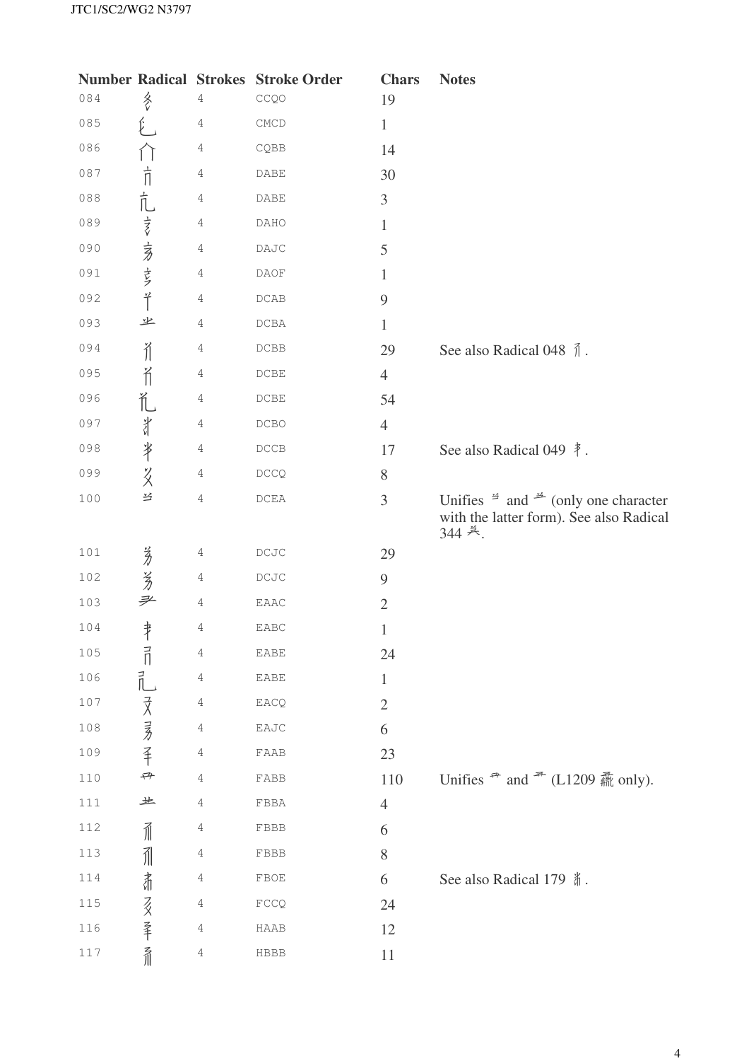| Number | Radical | Strokes | Stroke Order | Chars | Notes |
|---|---|---|---|---|---|
| 084 | | 4 | CCQO | 19 | |
| 085 | | 4 | CMCD | 1 | |
| 086 | | 4 | CQBB | 14 | |
| 087 | | 4 | DABE | 30 | |
| 088 | | 4 | DABE | 3 | |
| 089 | | 4 | DAHO | 1 | |
| 090 | | 4 | DAJC | 5 | |
| 091 | | 4 | DAOF | 1 | |
| 092 | | 4 | DCAB | 9 | |
| 093 | | 4 | DCBA | 1 | |
| 094 | | 4 | DCBB | 29 | See also Radical 048. |
| 095 | | 4 | DCBE | 4 | |
| 096 | | 4 | DCBE | 54 | |
| 097 | | 4 | DCBO | 4 | |
| 098 | | 4 | DCCB | 17 | See also Radical 049. |
| 099 | | 4 | DCCQ | 8 | |
| 100 | | 4 | DCEA | 3 | Unifies two forms (only one character with the latter form). See also Radical 344. |
| 101 | | 4 | DCJC | 29 | |
| 102 | | 4 | DCJC | 9 | |
| 103 | | 4 | EAAC | 2 | |
| 104 | | 4 | EABC | 1 | |
| 105 | | 4 | EABE | 24 | |
| 106 | | 4 | EABE | 1 | |
| 107 | | 4 | EACQ | 2 | |
| 108 | | 4 | EAJC | 6 | |
| 109 | | 4 | FAAB | 23 | |
| 110 | | 4 | FABB | 110 | Unifies two forms (L1209 only). |
| 111 | | 4 | FBBA | 4 | |
| 112 | | 4 | FBBB | 6 | |
| 113 | | 4 | FBBB | 8 | |
| 114 | | 4 | FBOE | 6 | See also Radical 179. |
| 115 | | 4 | FCCQ | 24 | |
| 116 | | 4 | HAAB | 12 | |
| 117 | | 4 | HBBB | 11 | |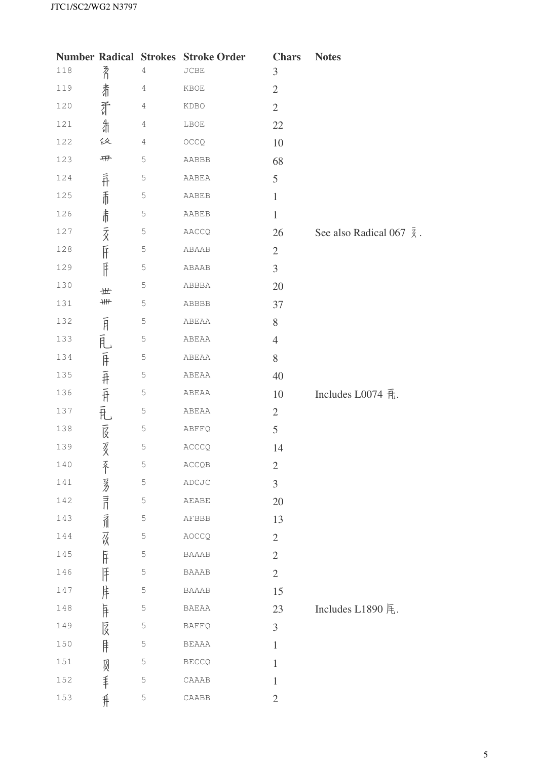| Number | Radical | Strokes | Stroke Order | Chars | Notes |
|---|---|---|---|---|---|
| 118 | 豸 | 4 | JCBE | 3 | |
| 119 | 赤 | 4 | KBOE | 2 | |
| 120 | 矛 | 4 | KDBO | 2 | |
| 121 | 糸 | 4 | LBOE | 22 | |
| 122 | 丝 | 4 | OCCQ | 10 | |
| 123 | 卌 | 5 | AABBB | 68 | |
| 124 | 卉 | 5 | AABEA | 5 | |
| 125 | 而 | 5 | AABEB | 1 | |
| 126 | 赤 | 5 | AABEB | 1 | |
| 127 | 亥 | 5 | AACCQ | 26 | See also Radical 067 亥. |
| 128 | 斤 | 5 | ABAAB | 2 | |
| 129 | 幵 | 5 | ABAAB | 3 | |
| 130 | 卌 | 5 | ABBBA | 20 | |
| 131 | | 5 | ABBBB | 37 | |
| 132 | 月 | 5 | ABEAA | 8 | |
| 133 | 乱 | 5 | ABEAA | 4 | |
| 134 | 幵 | 5 | ABEAA | 8 | |
| 135 | 开 | 5 | ABEAA | 40 | |
| 136 | 开 | 5 | ABEAA | 10 | Includes L0074 乱. |
| 137 | 乱 | 5 | ABEAA | 2 | |
| 138 | 反 | 5 | ABFFQ | 5 | |
| 139 | 亥 | 5 | ACCCQ | 14 | |
| 140 | 矛 | 5 | ACCQB | 2 | |
| 141 | 豸 | 5 | ADCJC | 3 | |
| 142 | 言 | 5 | AEABE | 20 | |
| 143 | 亦 | 5 | AFBBB | 13 | |
| 144 | 殳 | 5 | AOCCQ | 2 | |
| 145 | 斤 | 5 | BAAAB | 2 | |
| 146 | 幵 | 5 | BAAAB | 2 | |
| 147 | 年 | 5 | BAAAB | 15 | |
| 148 | 年 | 5 | BAEAA | 23 | Includes L1890 乱. |
| 149 | 反 | 5 | BAFFQ | 3 | |
| 150 | 月 | 5 | BEAAA | 1 | |
| 151 | 贝 | 5 | BECCQ | 1 | |
| 152 | 手 | 5 | CAAAB | 1 | |
| 153 | 升 | 5 | CAABB | 2 | |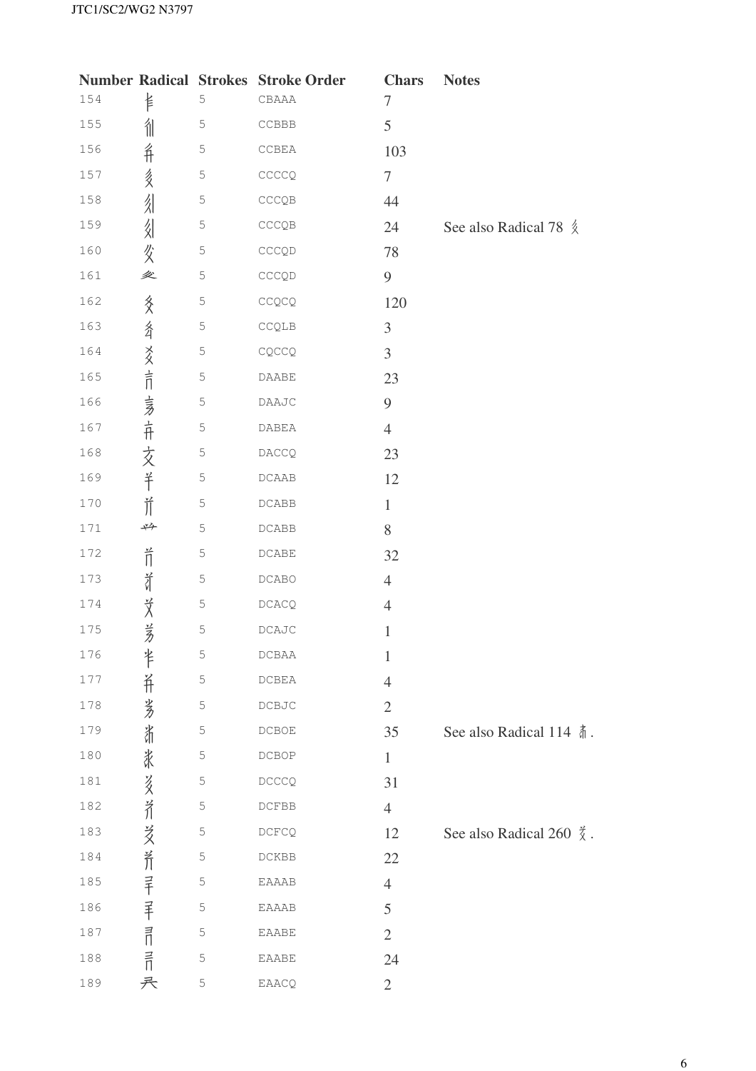| Number | Radical | Strokes | Stroke Order | Chars | Notes |
|---|---|---|---|---|---|
| 154 | 𘢙 | 5 | CBAAA | 7 | |
| 155 | 𘢚 | 5 | CCBBB | 5 | |
| 156 | 𘢛 | 5 | CCBEA | 103 | |
| 157 | 𘢜 | 5 | CCCCQ | 7 | |
| 158 | 𘢝 | 5 | CCCQB | 44 | |
| 159 | 𘢞 | 5 | CCCQB | 24 | See also Radical 78 𘡍 |
| 160 | 𘢟 | 5 | CCCQD | 78 | |
| 161 | 𘢠 | 5 | CCCQD | 9 | |
| 162 | 𘢡 | 5 | CCQCQ | 120 | |
| 163 | 𘢢 | 5 | CCQLB | 3 | |
| 164 | 𘢣 | 5 | CQCCQ | 3 | |
| 165 | 𘢤 | 5 | DAABE | 23 | |
| 166 | 𘢥 | 5 | DAAJC | 9 | |
| 167 | 𘢦 | 5 | DABEA | 4 | |
| 168 | 𘢧 | 5 | DACCQ | 23 | |
| 169 | 𘢨 | 5 | DCAAB | 12 | |
| 170 | 𘢩 | 5 | DCABB | 1 | |
| 171 | 𘢪 | 5 | DCABB | 8 | |
| 172 | 𘢫 | 5 | DCABE | 32 | |
| 173 | 𘢬 | 5 | DCABO | 4 | |
| 174 | 𘢭 | 5 | DCACQ | 4 | |
| 175 | 𘢮 | 5 | DCAJC | 1 | |
| 176 | 𘢯 | 5 | DCBAA | 1 | |
| 177 | 𘢰 | 5 | DCBEA | 4 | |
| 178 | 𘢱 | 5 | DCBJC | 2 | |
| 179 | 𘢲 | 5 | DCBOE | 35 | See also Radical 114 𘡱. |
| 180 | 𘢳 | 5 | DCBOP | 1 | |
| 181 | 𘢴 | 5 | DCCCQ | 31 | |
| 182 | 𘢵 | 5 | DCFBB | 4 | |
| 183 | 𘢶 | 5 | DCFCQ | 12 | See also Radical 260 𘤃. |
| 184 | 𘢷 | 5 | DCKBB | 22 | |
| 185 | 𘢸 | 5 | EAAAB | 4 | |
| 186 | 𘢹 | 5 | EAAAB | 5 | |
| 187 | 𘢺 | 5 | EAABE | 2 | |
| 188 | 𘢻 | 5 | EAABE | 24 | |
| 189 | 𘢼 | 5 | EAACQ | 2 | |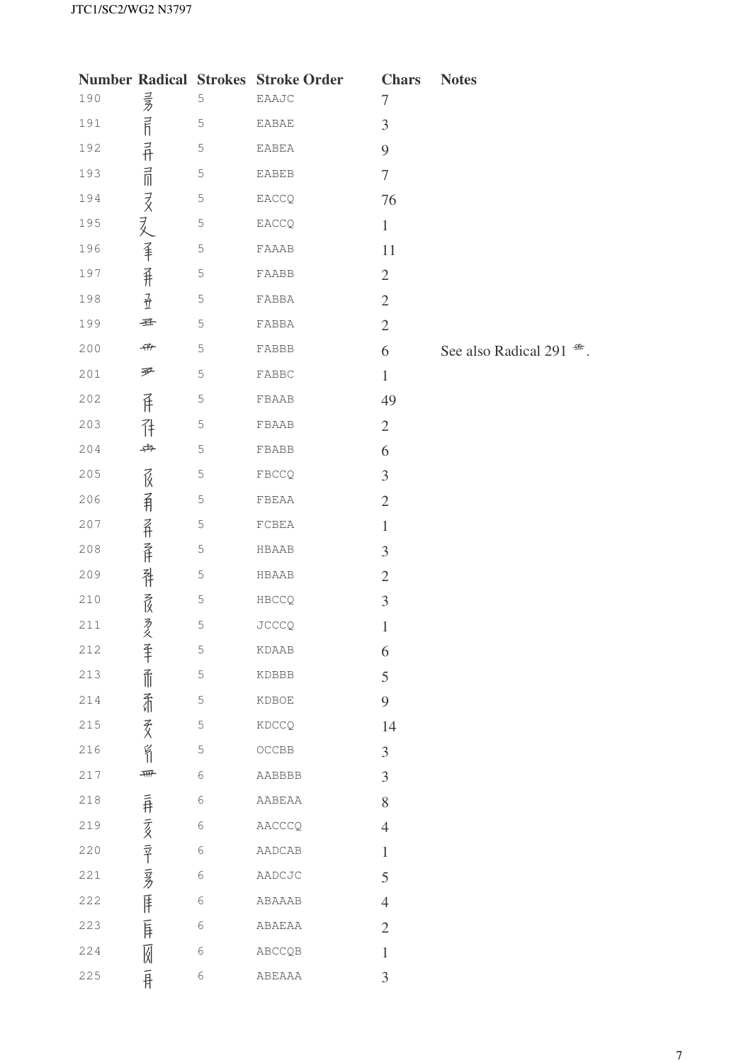| Number | Radical | Strokes | Stroke Order | Chars | Notes |
|---|---|---|---|---|---|
| 190 | | 5 | EAAJC | 7 | |
| 191 | | 5 | EABAE | 3 | |
| 192 | | 5 | EABEA | 9 | |
| 193 | | 5 | EABEB | 7 | |
| 194 | | 5 | EACCQ | 76 | |
| 195 | | 5 | EACCQ | 1 | |
| 196 | | 5 | FAAAB | 11 | |
| 197 | | 5 | FAABB | 2 | |
| 198 | | 5 | FABBA | 2 | |
| 199 | | 5 | FABBA | 2 | |
| 200 | | 5 | FABBB | 6 | See also Radical 291. |
| 201 | | 5 | FABBC | 1 | |
| 202 | | 5 | FBAAB | 49 | |
| 203 | | 5 | FBAAB | 2 | |
| 204 | | 5 | FBABB | 6 | |
| 205 | | 5 | FBCCQ | 3 | |
| 206 | | 5 | FBEAA | 2 | |
| 207 | | 5 | FCBEA | 1 | |
| 208 | | 5 | HBAAB | 3 | |
| 209 | | 5 | HBAAB | 2 | |
| 210 | | 5 | HBCCQ | 3 | |
| 211 | | 5 | JCCCQ | 1 | |
| 212 | | 5 | KDAAB | 6 | |
| 213 | | 5 | KDBBB | 5 | |
| 214 | | 5 | KDBOE | 9 | |
| 215 | | 5 | KDCCQ | 14 | |
| 216 | | 5 | OCCBB | 3 | |
| 217 | | 6 | AABBBB | 3 | |
| 218 | | 6 | AABEAA | 8 | |
| 219 | | 6 | AACCCQ | 4 | |
| 220 | | 6 | AADCAB | 1 | |
| 221 | | 6 | AADCJC | 5 | |
| 222 | | 6 | ABAAAB | 4 | |
| 223 | | 6 | ABAEAA | 2 | |
| 224 | | 6 | ABCCQB | 1 | |
| 225 | | 6 | ABEAAA | 3 | |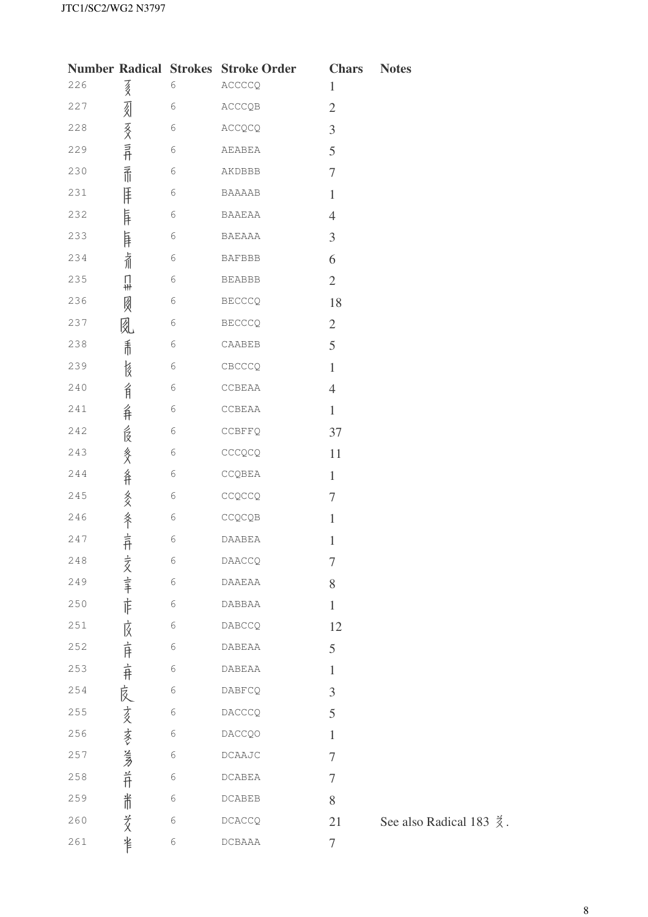| Number | Radical | Strokes | Stroke Order | Chars | Notes |
|---|---|---|---|---|---|
| 226 | | 6 | ACCCCQ | 1 | |
| 227 | | 6 | ACCCQB | 2 | |
| 228 | | 6 | ACCQCQ | 3 | |
| 229 | | 6 | AEABEA | 5 | |
| 230 | | 6 | AKDBBB | 7 | |
| 231 | | 6 | BAAAAB | 1 | |
| 232 | | 6 | BAAEAA | 4 | |
| 233 | | 6 | BAEAAA | 3 | |
| 234 | | 6 | BAFBBB | 6 | |
| 235 | | 6 | BEABBB | 2 | |
| 236 | | 6 | BECCCQ | 18 | |
| 237 | | 6 | BECCCQ | 2 | |
| 238 | | 6 | CAABEB | 5 | |
| 239 | | 6 | CBCCCQ | 1 | |
| 240 | | 6 | CCBEAA | 4 | |
| 241 | | 6 | CCBEAA | 1 | |
| 242 | | 6 | CCBFFQ | 37 | |
| 243 | | 6 | CCCQCQ | 11 | |
| 244 | | 6 | CCQBEA | 1 | |
| 245 | | 6 | CCQCCQ | 7 | |
| 246 | | 6 | CCQCQB | 1 | |
| 247 | | 6 | DAABEA | 1 | |
| 248 | | 6 | DAACCQ | 7 | |
| 249 | | 6 | DAAEAA | 8 | |
| 250 | | 6 | DABBAA | 1 | |
| 251 | | 6 | DABCCQ | 12 | |
| 252 | | 6 | DABEAA | 5 | |
| 253 | | 6 | DABEAA | 1 | |
| 254 | | 6 | DABFCQ | 3 | |
| 255 | | 6 | DACCCQ | 5 | |
| 256 | | 6 | DACCQO | 1 | |
| 257 | | 6 | DCAAJC | 7 | |
| 258 | | 6 | DCABEA | 7 | |
| 259 | | 6 | DCABEB | 8 | |
| 260 | | 6 | DCACCQ | 21 | See also Radical 183 . |
| 261 | | 6 | DCBAAA | 7 | |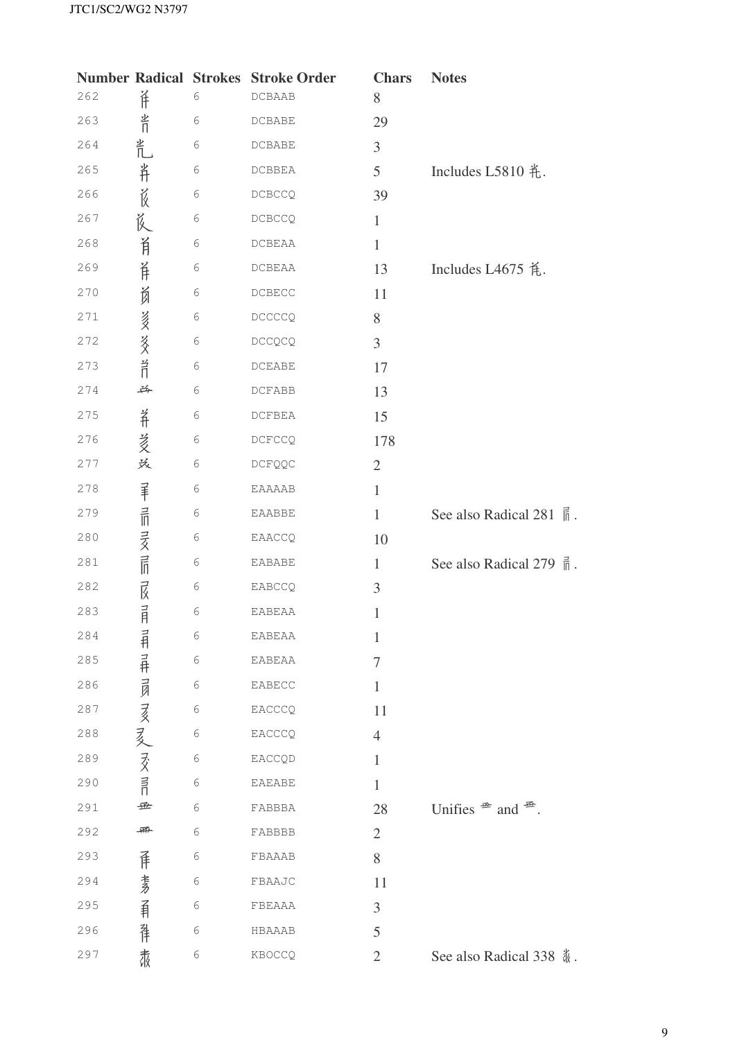| Number | Radical | Strokes | Stroke Order | Chars | Notes |
|---|---|---|---|---|---|
| 262 | | 6 | DCBAAB | 8 | |
| 263 | | 6 | DCBABE | 29 | |
| 264 | | 6 | DCBABE | 3 | |
| 265 | | 6 | DCBBEA | 5 | Includes L5810. |
| 266 | | 6 | DCBCCQ | 39 | |
| 267 | | 6 | DCBCCQ | 1 | |
| 268 | | 6 | DCBEAA | 1 | |
| 269 | | 6 | DCBEAA | 13 | Includes L4675. |
| 270 | | 6 | DCBECC | 11 | |
| 271 | | 6 | DCCCCQ | 8 | |
| 272 | | 6 | DCCQCQ | 3 | |
| 273 | | 6 | DCEABE | 17 | |
| 274 | | 6 | DCFABB | 13 | |
| 275 | | 6 | DCFBEA | 15 | |
| 276 | | 6 | DCFCCQ | 178 | |
| 277 | | 6 | DCFQQC | 2 | |
| 278 | | 6 | EAAAAB | 1 | |
| 279 | | 6 | EAABBE | 1 | See also Radical 281. |
| 280 | | 6 | EAACCQ | 10 | |
| 281 | | 6 | EABABE | 1 | See also Radical 279. |
| 282 | | 6 | EABCCQ | 3 | |
| 283 | | 6 | EABEAA | 1 | |
| 284 | | 6 | EABEAA | 1 | |
| 285 | | 6 | EABEAA | 7 | |
| 286 | | 6 | EABECC | 1 | |
| 287 | | 6 | EACCCQ | 11 | |
| 288 | | 6 | EACCCQ | 4 | |
| 289 | | 6 | EACCQD | 1 | |
| 290 | | 6 | EAEABE | 1 | |
| 291 | | 6 | FABBBA | 28 | Unifies two variant forms. |
| 292 | | 6 | FABBBB | 2 | |
| 293 | | 6 | FBAAAB | 8 | |
| 294 | | 6 | FBAAJC | 11 | |
| 295 | | 6 | FBEAAA | 3 | |
| 296 | | 6 | HBAAAB | 5 | |
| 297 | | 6 | KBOCCQ | 2 | See also Radical 338. |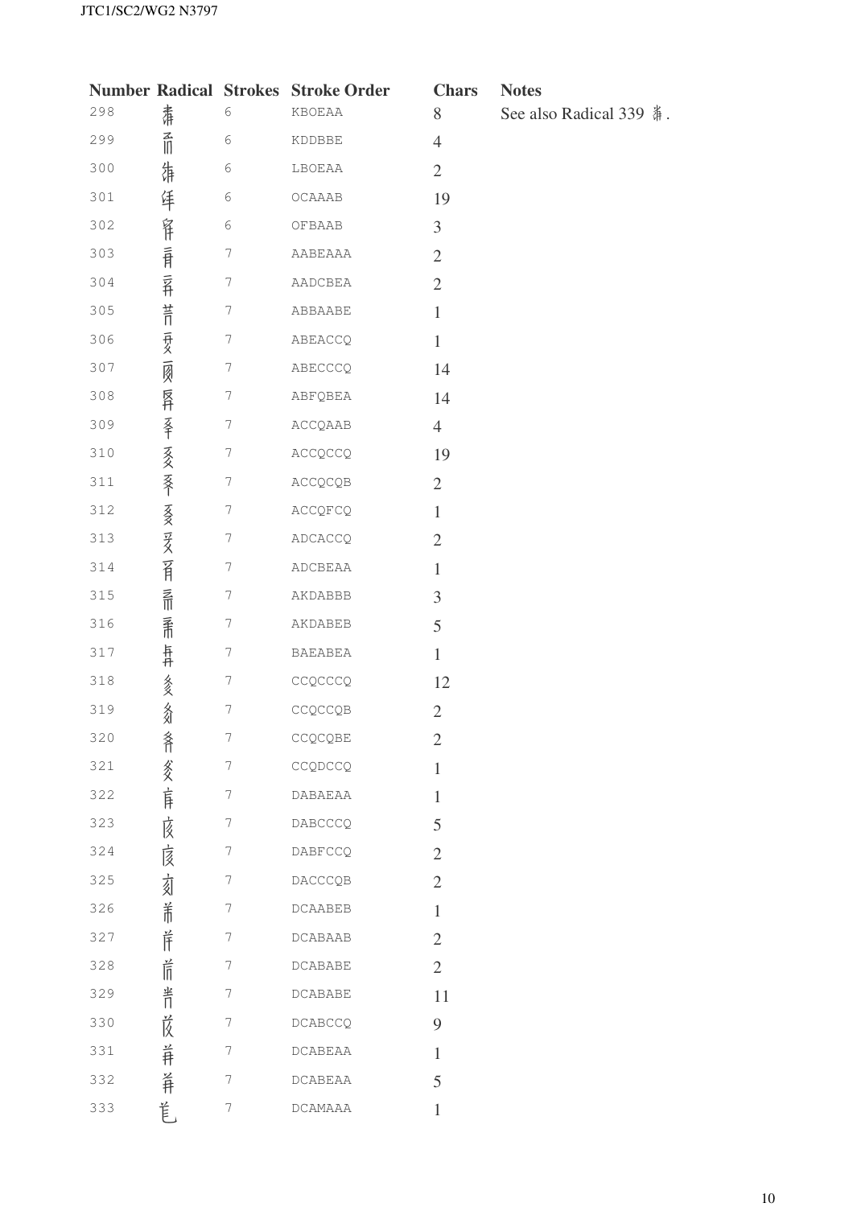| Number | Radical | Strokes | Stroke Order | Chars | Notes |
|---|---|---|---|---|---|
| 298 | 𘱗 | 6 | KBOEAA | 8 | See also Radical 339 𘱘. |
| 299 | 𘱙 | 6 | KDDBBE | 4 | |
| 300 | 𘱚 | 6 | LBOEAA | 2 | |
| 301 | 𘱛 | 6 | OCAAAB | 19 | |
| 302 | 𘱜 | 6 | OFBAAB | 3 | |
| 303 | 𘱝 | 7 | AABEAAA | 2 | |
| 304 | 𘱞 | 7 | AADCBEA | 2 | |
| 305 | 𘱟 | 7 | ABBAABE | 1 | |
| 306 | 𘱠 | 7 | ABEACCQ | 1 | |
| 307 | 𘱡 | 7 | ABECCCQ | 14 | |
| 308 | 𘱢 | 7 | ABFQBEA | 14 | |
| 309 | 𘱣 | 7 | ACCQAAB | 4 | |
| 310 | 𘱤 | 7 | ACCQCCQ | 19 | |
| 311 | 𘱥 | 7 | ACCQCQB | 2 | |
| 312 | 𘱦 | 7 | ACCQFCQ | 1 | |
| 313 | 𘱧 | 7 | ADCACCQ | 2 | |
| 314 | 𘱨 | 7 | ADCBEAA | 1 | |
| 315 | 𘱩 | 7 | AKDABBB | 3 | |
| 316 | 𘱪 | 7 | AKDABEB | 5 | |
| 317 | 𘱫 | 7 | BAEABEA | 1 | |
| 318 | 𘱬 | 7 | CCQCCCQ | 12 | |
| 319 | 𘱭 | 7 | CCQCCQB | 2 | |
| 320 | 𘱮 | 7 | CCQCQBE | 2 | |
| 321 | 𘱯 | 7 | CCQDCCQ | 1 | |
| 322 | 𘱰 | 7 | DABAEAA | 1 | |
| 323 | 𘱱 | 7 | DABCCCQ | 5 | |
| 324 | 𘱲 | 7 | DABFCCQ | 2 | |
| 325 | 𘱳 | 7 | DACCCQB | 2 | |
| 326 | 𘱴 | 7 | DCAABEB | 1 | |
| 327 | 𘱵 | 7 | DCABAAB | 2 | |
| 328 | 𘱶 | 7 | DCABABE | 2 | |
| 329 | 𘱷 | 7 | DCABABE | 11 | |
| 330 | 𘱸 | 7 | DCABCCQ | 9 | |
| 331 | 𘱹 | 7 | DCABEAA | 1 | |
| 332 | 𘱺 | 7 | DCABEAA | 5 | |
| 333 | 𘱻 | 7 | DCAMAAA | 1 | |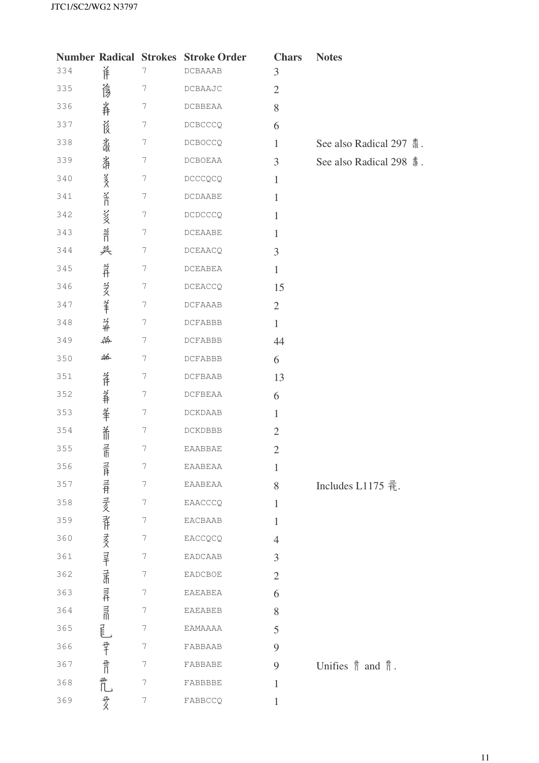| Number | Radical | Strokes | Stroke Order | Chars | Notes |
|---|---|---|---|---|---|
| 334 | | 7 | DCBAAAB | 3 | |
| 335 | | 7 | DCBAAJC | 2 | |
| 336 | | 7 | DCBBEAA | 8 | |
| 337 | | 7 | DCBCCCQ | 6 | |
| 338 | | 7 | DCBOCCQ | 1 | See also Radical 297 . |
| 339 | | 7 | DCBOEAA | 3 | See also Radical 298 . |
| 340 | | 7 | DCCCQCQ | 1 | |
| 341 | | 7 | DCDAABE | 1 | |
| 342 | | 7 | DCDCCCQ | 1 | |
| 343 | | 7 | DCEAABE | 1 | |
| 344 | | 7 | DCEAACQ | 3 | |
| 345 | | 7 | DCEABEA | 1 | |
| 346 | | 7 | DCEACCQ | 15 | |
| 347 | | 7 | DCFAAAB | 2 | |
| 348 | | 7 | DCFABBB | 1 | |
| 349 | | 7 | DCFABBB | 44 | |
| 350 | | 7 | DCFABBB | 6 | |
| 351 | | 7 | DCFBAAB | 13 | |
| 352 | | 7 | DCFBEAA | 6 | |
| 353 | | 7 | DCKDAAB | 1 | |
| 354 | | 7 | DCKDBBB | 2 | |
| 355 | | 7 | EAABBAE | 2 | |
| 356 | | 7 | EAABEAA | 1 | |
| 357 | | 7 | EAABEAA | 8 | Includes L1175 . |
| 358 | | 7 | EAACCCQ | 1 | |
| 359 | | 7 | EACBAAB | 1 | |
| 360 | | 7 | EACCQCQ | 4 | |
| 361 | | 7 | EADCAAB | 3 | |
| 362 | | 7 | EADCBOE | 2 | |
| 363 | | 7 | EAEABEA | 6 | |
| 364 | | 7 | EAEABEB | 8 | |
| 365 | | 7 | EAMAAAA | 5 | |
| 366 | | 7 | FABBAAB | 9 | |
| 367 | | 7 | FABBABE | 9 | Unifies and . |
| 368 | | 7 | FABBBBE | 1 | |
| 369 | | 7 | FABBCCQ | 1 | |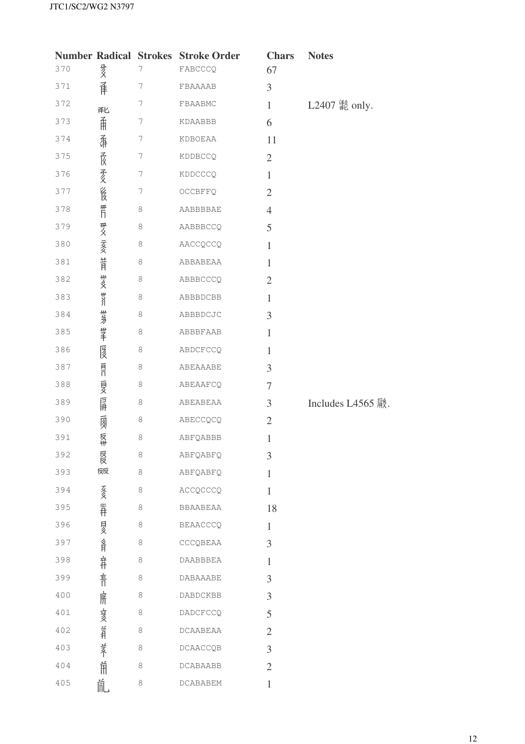| Number | Radical | Strokes | Stroke Order | Chars | Notes |
|---|---|---|---|---|---|
| 370 | 𘥱 | 7 | FABCCCQ | 67 | |
| 371 | 𘥲 | 7 | FBAAAAB | 3 | |
| 372 | 𘥳 | 7 | FBAABMC | 1 | L2407 only. |
| 373 | 𘥴 | 7 | KDAABBB | 6 | |
| 374 | 𘥵 | 7 | KDBOEAA | 11 | |
| 375 | 𘥶 | 7 | KDDBCCQ | 2 | |
| 376 | 𘥷 | 7 | KDDCCCQ | 1 | |
| 377 | 𘥸 | 7 | OCCBFFQ | 2 | |
| 378 | 𘥹 | 8 | AABBBBAE | 4 | |
| 379 | 𘥺 | 8 | AABBBCCQ | 5 | |
| 380 | 𘥻 | 8 | AACCQCCQ | 1 | |
| 381 | 𘥼 | 8 | ABBABEAA | 1 | |
| 382 | 𘥽 | 8 | ABBBCCCQ | 2 | |
| 383 | 𘥾 | 8 | ABBBDCBB | 1 | |
| 384 | 𘥿 | 8 | ABBBDCJC | 3 | |
| 385 | 𘦀 | 8 | ABBBFAAB | 1 | |
| 386 | 𘦁 | 8 | ABDCFCCQ | 1 | |
| 387 | 𘦂 | 8 | ABEAAABE | 3 | |
| 388 | 𘦃 | 8 | ABEAAFCQ | 7 | |
| 389 | 𘦄 | 8 | ABEABEAA | 3 | Includes L4565. |
| 390 | 𘦅 | 8 | ABECCQCQ | 2 | |
| 391 | 𘦆 | 8 | ABFQABBB | 1 | |
| 392 | 𘦇 | 8 | ABFQABFQ | 3 | |
| 393 | 𘦈 | 8 | ABFQABFQ | 1 | |
| 394 | 𘦉 | 8 | ACCQCCCQ | 1 | |
| 395 | 𘦊 | 8 | BBAABEAA | 18 | |
| 396 | 𘦋 | 8 | BEAACCCQ | 1 | |
| 397 | 𘦌 | 8 | CCCQBEAA | 3 | |
| 398 | 𘦍 | 8 | DAABBBEA | 1 | |
| 399 | 𘦎 | 8 | DABAAABE | 3 | |
| 400 | 𘦏 | 8 | DABDCKBB | 3 | |
| 401 | 𘦐 | 8 | DADCFCCQ | 5 | |
| 402 | 𘦑 | 8 | DCAABEAA | 2 | |
| 403 | 𘦒 | 8 | DCAACCQB | 3 | |
| 404 | 𘦓 | 8 | DCABAABB | 2 | |
| 405 | 𘦔 | 8 | DCABABEM | 1 | |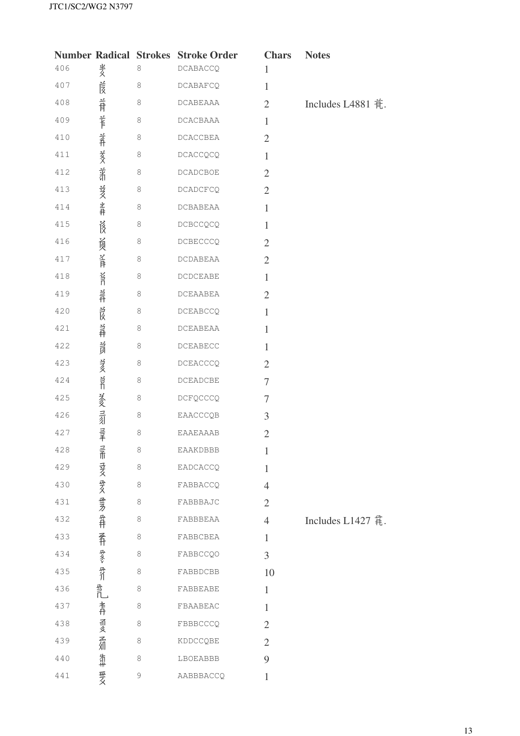| Number | Radical | Strokes | Stroke Order | Chars | Notes |
|---|---|---|---|---|---|
| 406 | | 8 | DCABACCQ | 1 | |
| 407 | | 8 | DCABAFCQ | 1 | |
| 408 | | 8 | DCABEAAA | 2 | Includes L4881 . |
| 409 | | 8 | DCACBAAA | 1 | |
| 410 | | 8 | DCACCBEA | 2 | |
| 411 | | 8 | DCACCQCQ | 1 | |
| 412 | | 8 | DCADCBOE | 2 | |
| 413 | | 8 | DCADCFCQ | 2 | |
| 414 | | 8 | DCBABEAA | 1 | |
| 415 | | 8 | DCBCCQCQ | 1 | |
| 416 | | 8 | DCBECCCQ | 2 | |
| 417 | | 8 | DCDABEAA | 2 | |
| 418 | | 8 | DCDCEABE | 1 | |
| 419 | | 8 | DCEAABEA | 2 | |
| 420 | | 8 | DCEABCCQ | 1 | |
| 421 | | 8 | DCEABEAA | 1 | |
| 422 | | 8 | DCEABECC | 1 | |
| 423 | | 8 | DCEACCCQ | 2 | |
| 424 | | 8 | DCEADCBE | 7 | |
| 425 | | 8 | DCFQCCCQ | 7 | |
| 426 | | 8 | EAACCCQB | 3 | |
| 427 | | 8 | EAAEAAAB | 2 | |
| 428 | | 8 | EAAKDBBB | 1 | |
| 429 | | 8 | EADCACCQ | 1 | |
| 430 | | 8 | FABBACCQ | 4 | |
| 431 | | 8 | FABBBAJC | 2 | |
| 432 | | 8 | FABBBEAA | 4 | Includes L1427 . |
| 433 | | 8 | FABBCBEA | 1 | |
| 434 | | 8 | FABBCCQO | 3 | |
| 435 | | 8 | FABBDCBB | 10 | |
| 436 | | 8 | FABBEABE | 1 | |
| 437 | | 8 | FBAABEAC | 1 | |
| 438 | | 8 | FBBBCCCQ | 2 | |
| 439 | | 8 | KDDCCQBE | 2 | |
| 440 | | 8 | LBOEABBB | 9 | |
| 441 | | 9 | AABBBACCQ | 1 | |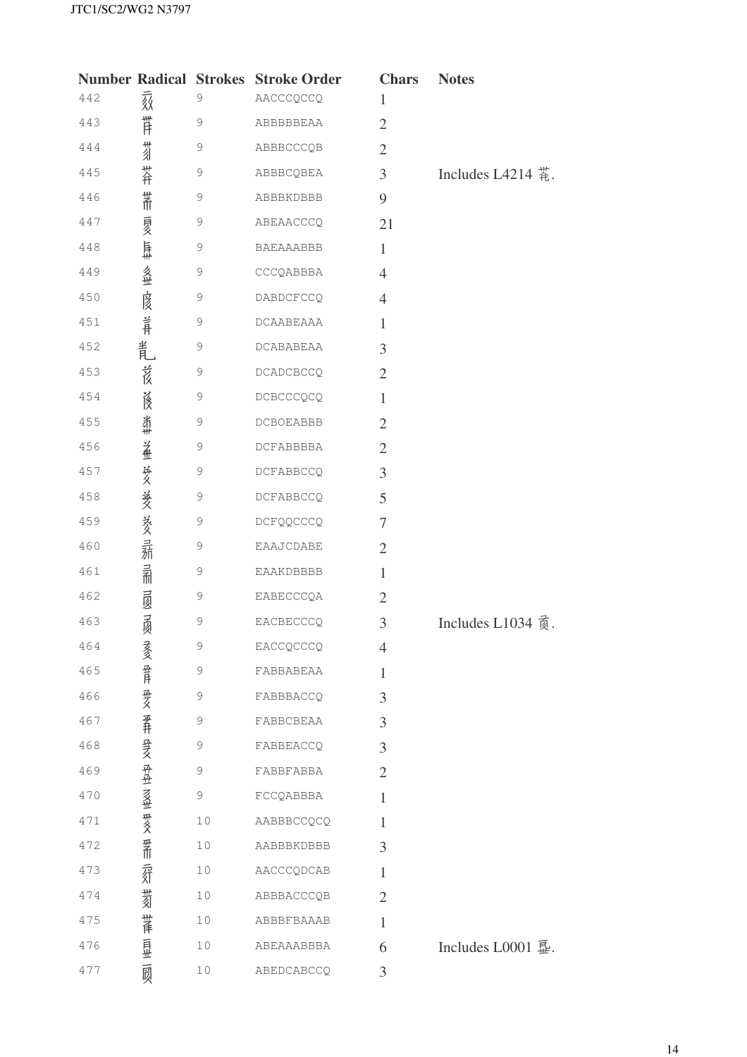| Number | Radical | Strokes | Stroke Order | Chars | Notes |
|---|---|---|---|---|---|
| 442 | | 9 | AACCCQCCQ | 1 | |
| 443 | | 9 | ABBBBBEAA | 2 | |
| 444 | | 9 | ABBBCCCQB | 2 | |
| 445 | | 9 | ABBBCQBEA | 3 | Includes L4214. |
| 446 | | 9 | ABBBKDBBB | 9 | |
| 447 | | 9 | ABEAACCCQ | 21 | |
| 448 | | 9 | BAEAAABBB | 1 | |
| 449 | | 9 | CCCQABBBA | 4 | |
| 450 | | 9 | DABDCFCCQ | 4 | |
| 451 | | 9 | DCAABEAAA | 1 | |
| 452 | | 9 | DCABABEAA | 3 | |
| 453 | | 9 | DCADCBCCQ | 2 | |
| 454 | | 9 | DCBCCCQCQ | 1 | |
| 455 | | 9 | DCBOEABBB | 2 | |
| 456 | | 9 | DCFABBBBA | 2 | |
| 457 | | 9 | DCFABBCCQ | 3 | |
| 458 | | 9 | DCFABBCCQ | 5 | |
| 459 | | 9 | DCFQQCCCQ | 7 | |
| 460 | | 9 | EAAJCDABE | 2 | |
| 461 | | 9 | EAAKDBBBB | 1 | |
| 462 | | 9 | EABECCCQA | 2 | |
| 463 | | 9 | EACBECCCQ | 3 | Includes L1034. |
| 464 | | 9 | EACCQCCCQ | 4 | |
| 465 | | 9 | FABBABEAA | 1 | |
| 466 | | 9 | FABBBACCQ | 3 | |
| 467 | | 9 | FABBCBEAA | 3 | |
| 468 | | 9 | FABBEACCQ | 3 | |
| 469 | | 9 | FABBFABBA | 2 | |
| 470 | | 9 | FCCQABBBA | 1 | |
| 471 | | 10 | AABBBCCQCQ | 1 | |
| 472 | | 10 | AABBBKDBBB | 3 | |
| 473 | | 10 | AACCCQDCAB | 1 | |
| 474 | | 10 | ABBBACCCQB | 2 | |
| 475 | | 10 | ABBBFBAAAB | 1 | |
| 476 | | 10 | ABEAAABBBA | 6 | Includes L0001. |
| 477 | | 10 | ABEDCABCCQ | 3 | |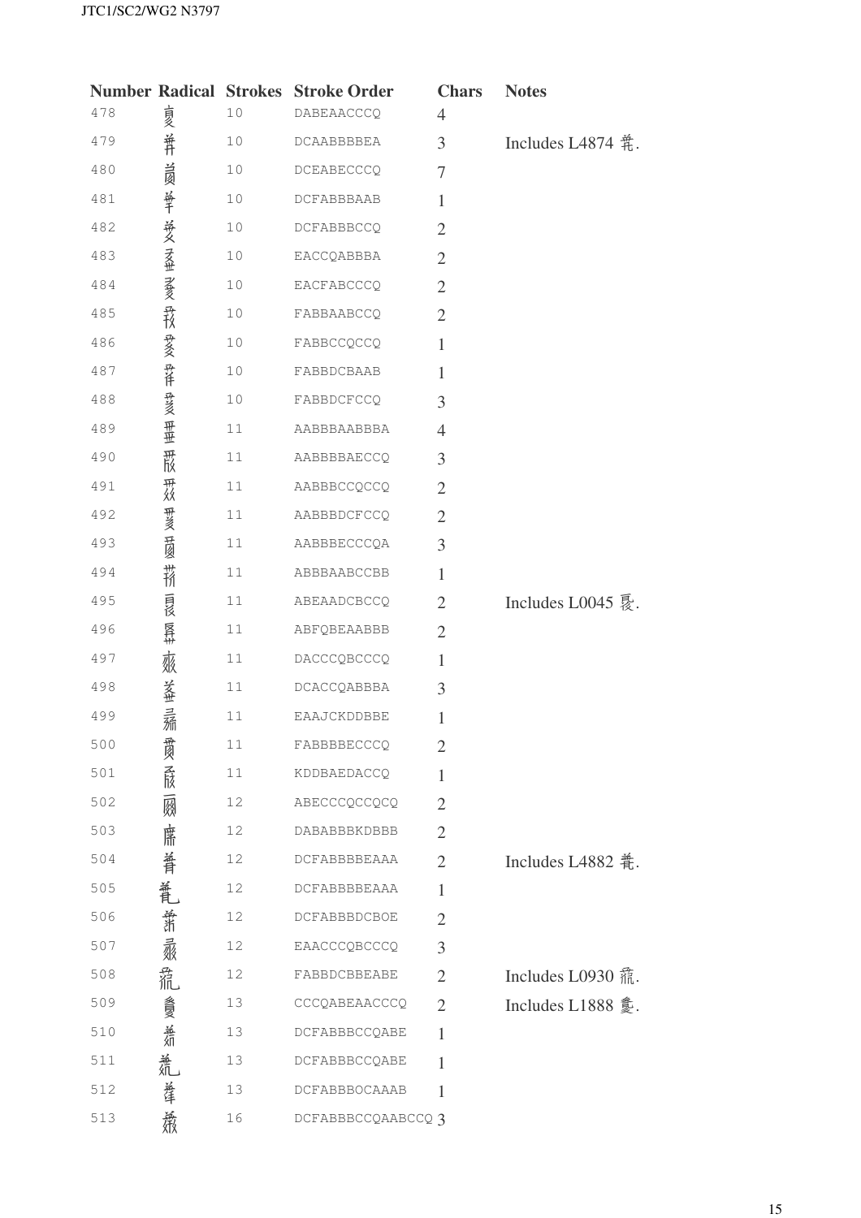| Number | Radical | Strokes | Stroke Order | Chars | Notes |
|---|---|---|---|---|---|
| 478 | | 10 | DABEAACCCQ | 4 | |
| 479 | | 10 | DCAABBBBEA | 3 | Includes L4874. |
| 480 | | 10 | DCEABECCCQ | 7 | |
| 481 | | 10 | DCFABBBAAB | 1 | |
| 482 | | 10 | DCFABBBCCQ | 2 | |
| 483 | | 10 | EACCQABBBA | 2 | |
| 484 | | 10 | EACFABCCCQ | 2 | |
| 485 | | 10 | FABBAABCCQ | 2 | |
| 486 | | 10 | FABBCCQCCQ | 1 | |
| 487 | | 10 | FABBDCBAAB | 1 | |
| 488 | | 10 | FABBDCFCCQ | 3 | |
| 489 | | 11 | AABBBAABBBA | 4 | |
| 490 | | 11 | AABBBBAECCQ | 3 | |
| 491 | | 11 | AABBBCCQCCQ | 2 | |
| 492 | | 11 | AABBBDCFCCQ | 2 | |
| 493 | | 11 | AABBBECCCQA | 3 | |
| 494 | | 11 | ABBBAABCCBB | 1 | |
| 495 | | 11 | ABEAADCBCCQ | 2 | Includes L0045. |
| 496 | | 11 | ABFQBEAABBB | 2 | |
| 497 | | 11 | DACCCQBCCCQ | 1 | |
| 498 | | 11 | DCACCQABBBA | 3 | |
| 499 | | 11 | EAAJCKDDBBE | 1 | |
| 500 | | 11 | FABBBBECCCQ | 2 | |
| 501 | | 11 | KDDBAEDACCQ | 1 | |
| 502 | | 12 | ABECCCQCCQCQ | 2 | |
| 503 | | 12 | DABABBBKDBBB | 2 | |
| 504 | | 12 | DCFABBBBEAAA | 2 | Includes L4882. |
| 505 | | 12 | DCFABBBBEAAA | 1 | |
| 506 | | 12 | DCFABBBDCBOE | 2 | |
| 507 | | 12 | EAACCCQBCCCQ | 3 | |
| 508 | | 12 | FABBDCBBEABE | 2 | Includes L0930. |
| 509 | | 13 | CCCQABEAACCCQ | 2 | Includes L1888. |
| 510 | | 13 | DCFABBBCCQABE | 1 | |
| 511 | | 13 | DCFABBBCCQABE | 1 | |
| 512 | | 13 | DCFABBBOCAAAB | 1 | |
| 513 | | 16 | DCFABBBCCQAABCCQ | 3 | |